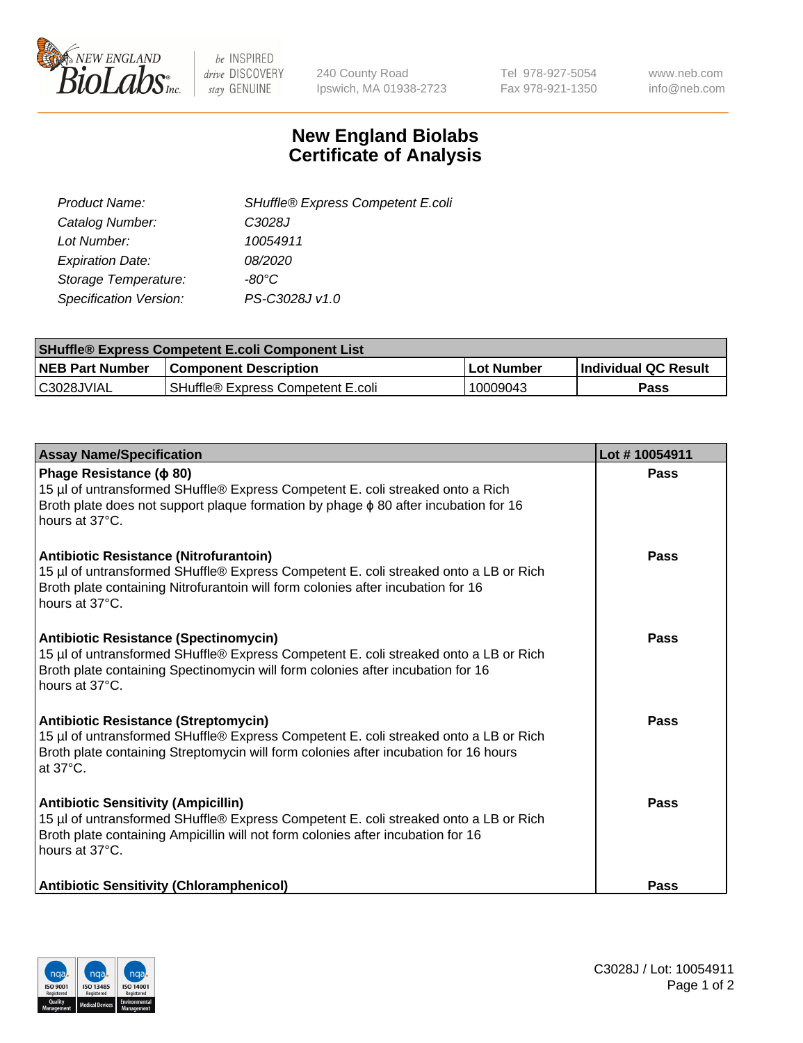240 County Road
Ipswich, MA 01938-2723

Tel 978-927-5054
Fax 978-921-1350

www.neb.com
info@neb.com

# New England Biolabs
# Certificate of Analysis

| | |
|---|---|
| *Product Name:* | *SHuffle® Express Competent E.coli* |
| *Catalog Number:* | *C3028J* |
| *Lot Number:* | *10054911* |
| *Expiration Date:* | *08/2020* |
| *Storage Temperature:* | *-80°C* |
| *Specification Version:* | *PS-C3028J v1.0* |

| SHuffle® Express Competent E.coli Component List | | | |
|---|---|---|---|
| **NEB Part Number** | **Component Description** | **Lot Number** | **Individual QC Result** |
| C3028JVIAL | SHuffle® Express Competent E.coli | 10009043 | **Pass** |

| Assay Name/Specification | Lot # 10054911 |
|---|---|
| **Phage Resistance (ϕ 80)**<br>15 µl of untransformed SHuffle® Express Competent E. coli streaked onto a Rich Broth plate does not support plaque formation by phage ϕ 80 after incubation for 16 hours at 37°C. | **Pass** |
| **Antibiotic Resistance (Nitrofurantoin)**<br>15 µl of untransformed SHuffle® Express Competent E. coli streaked onto a LB or Rich Broth plate containing Nitrofurantoin will form colonies after incubation for 16 hours at 37°C. | **Pass** |
| **Antibiotic Resistance (Spectinomycin)**<br>15 µl of untransformed SHuffle® Express Competent E. coli streaked onto a LB or Rich Broth plate containing Spectinomycin will form colonies after incubation for 16 hours at 37°C. | **Pass** |
| **Antibiotic Resistance (Streptomycin)**<br>15 µl of untransformed SHuffle® Express Competent E. coli streaked onto a LB or Rich Broth plate containing Streptomycin will form colonies after incubation for 16 hours at 37°C. | **Pass** |
| **Antibiotic Sensitivity (Ampicillin)**<br>15 µl of untransformed SHuffle® Express Competent E. coli streaked onto a LB or Rich Broth plate containing Ampicillin will not form colonies after incubation for 16 hours at 37°C. | **Pass** |
| **Antibiotic Sensitivity (Chloramphenicol)** | **Pass** |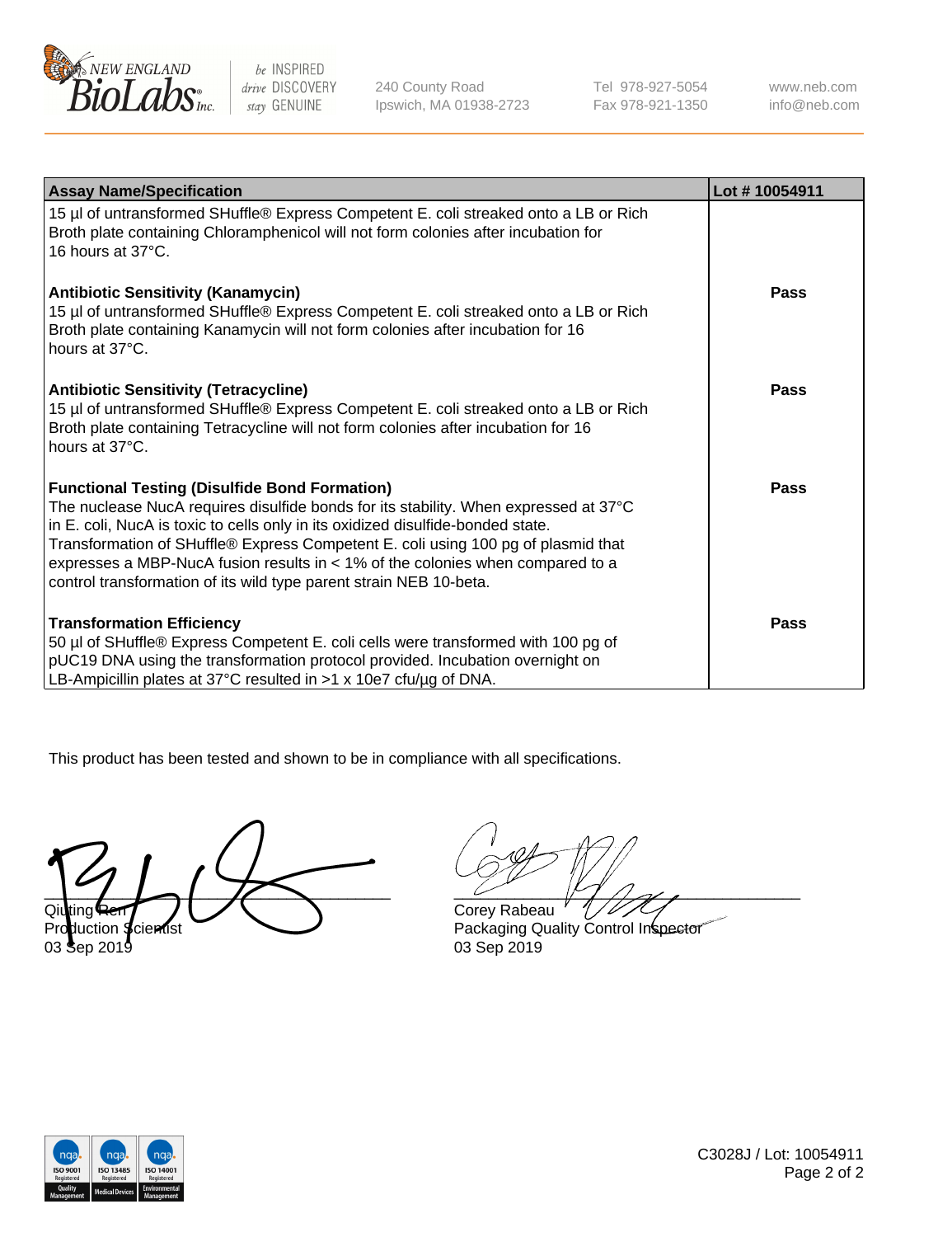| Assay Name/Specification | Lot # 10054911 |
| --- | --- |
| 15 µl of untransformed SHuffle® Express Competent E. coli streaked onto a LB or Rich Broth plate containing Chloramphenicol will not form colonies after incubation for 16 hours at 37°C. | |
| **Antibiotic Sensitivity (Kanamycin)**<br>15 µl of untransformed SHuffle® Express Competent E. coli streaked onto a LB or Rich Broth plate containing Kanamycin will not form colonies after incubation for 16 hours at 37°C. | **Pass** |
| **Antibiotic Sensitivity (Tetracycline)**<br>15 µl of untransformed SHuffle® Express Competent E. coli streaked onto a LB or Rich Broth plate containing Tetracycline will not form colonies after incubation for 16 hours at 37°C. | **Pass** |
| **Functional Testing (Disulfide Bond Formation)**<br>The nuclease NucA requires disulfide bonds for its stability. When expressed at 37°C in E. coli, NucA is toxic to cells only in its oxidized disulfide-bonded state. Transformation of SHuffle® Express Competent E. coli using 100 pg of plasmid that expresses a MBP-NucA fusion results in < 1% of the colonies when compared to a control transformation of its wild type parent strain NEB 10-beta. | **Pass** |
| **Transformation Efficiency**<br>50 µl of SHuffle® Express Competent E. coli cells were transformed with 100 pg of pUC19 DNA using the transformation protocol provided. Incubation overnight on LB-Ampicillin plates at 37°C resulted in >1 x 10e7 cfu/µg of DNA. | **Pass** |

This product has been tested and shown to be in compliance with all specifications.

Qiuting Ren
Production Scientist
03 Sep 2019

Corey Rabeau
Packaging Quality Control Inspector
03 Sep 2019

C3028J / Lot: 10054911